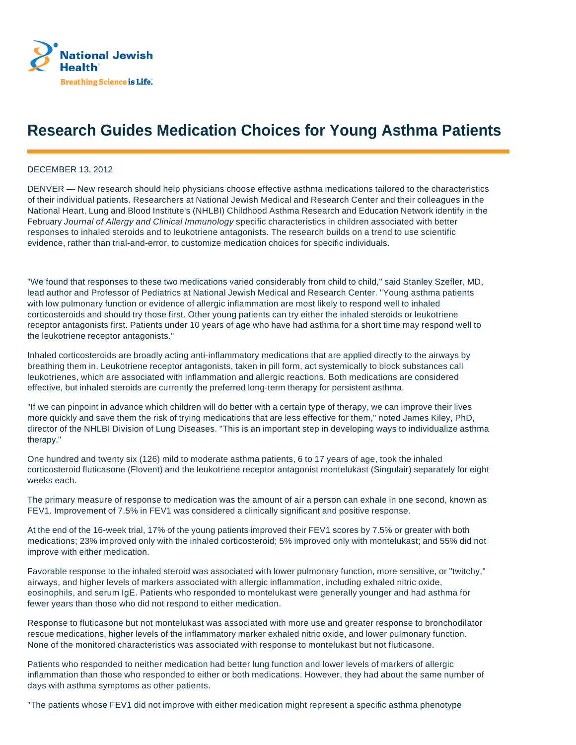National Jewish Health®

Breathing Science is Life.

# Research Guides Medication Choices for Young Asthma Patients

DECEMBER 13, 2012

DENVER — New research should help physicians choose effective asthma medications tailored to the characteristics of their individual patients. Researchers at National Jewish Medical and Research Center and their colleagues in the National Heart, Lung and Blood Institute's (NHLBI) Childhood Asthma Research and Education Network identify in the February *Journal of Allergy and Clinical Immunology* specific characteristics in children associated with better responses to inhaled steroids and to leukotriene antagonists. The research builds on a trend to use scientific evidence, rather than trial-and-error, to customize medication choices for specific individuals.

"We found that responses to these two medications varied considerably from child to child," said Stanley Szefler, MD, lead author and Professor of Pediatrics at National Jewish Medical and Research Center. "Young asthma patients with low pulmonary function or evidence of allergic inflammation are most likely to respond well to inhaled corticosteroids and should try those first. Other young patients can try either the inhaled steroids or leukotriene receptor antagonists first. Patients under 10 years of age who have had asthma for a short time may respond well to the leukotriene receptor antagonists."

Inhaled corticosteroids are broadly acting anti-inflammatory medications that are applied directly to the airways by breathing them in. Leukotriene receptor antagonists, taken in pill form, act systemically to block substances call leukotrienes, which are associated with inflammation and allergic reactions. Both medications are considered effective, but inhaled steroids are currently the preferred long-term therapy for persistent asthma.

"If we can pinpoint in advance which children will do better with a certain type of therapy, we can improve their lives more quickly and save them the risk of trying medications that are less effective for them," noted James Kiley, PhD, director of the NHLBI Division of Lung Diseases. "This is an important step in developing ways to individualize asthma therapy."

One hundred and twenty six (126) mild to moderate asthma patients, 6 to 17 years of age, took the inhaled corticosteroid fluticasone (Flovent) and the leukotriene receptor antagonist montelukast (Singulair) separately for eight weeks each.

The primary measure of response to medication was the amount of air a person can exhale in one second, known as FEV1. Improvement of 7.5% in FEV1 was considered a clinically significant and positive response.

At the end of the 16-week trial, 17% of the young patients improved their FEV1 scores by 7.5% or greater with both medications; 23% improved only with the inhaled corticosteroid; 5% improved only with montelukast; and 55% did not improve with either medication.

Favorable response to the inhaled steroid was associated with lower pulmonary function, more sensitive, or "twitchy," airways, and higher levels of markers associated with allergic inflammation, including exhaled nitric oxide, eosinophils, and serum IgE. Patients who responded to montelukast were generally younger and had asthma for fewer years than those who did not respond to either medication.

Response to fluticasone but not montelukast was associated with more use and greater response to bronchodilator rescue medications, higher levels of the inflammatory marker exhaled nitric oxide, and lower pulmonary function. None of the monitored characteristics was associated with response to montelukast but not fluticasone.

Patients who responded to neither medication had better lung function and lower levels of markers of allergic inflammation than those who responded to either or both medications. However, they had about the same number of days with asthma symptoms as other patients.

"The patients whose FEV1 did not improve with either medication might represent a specific asthma phenotype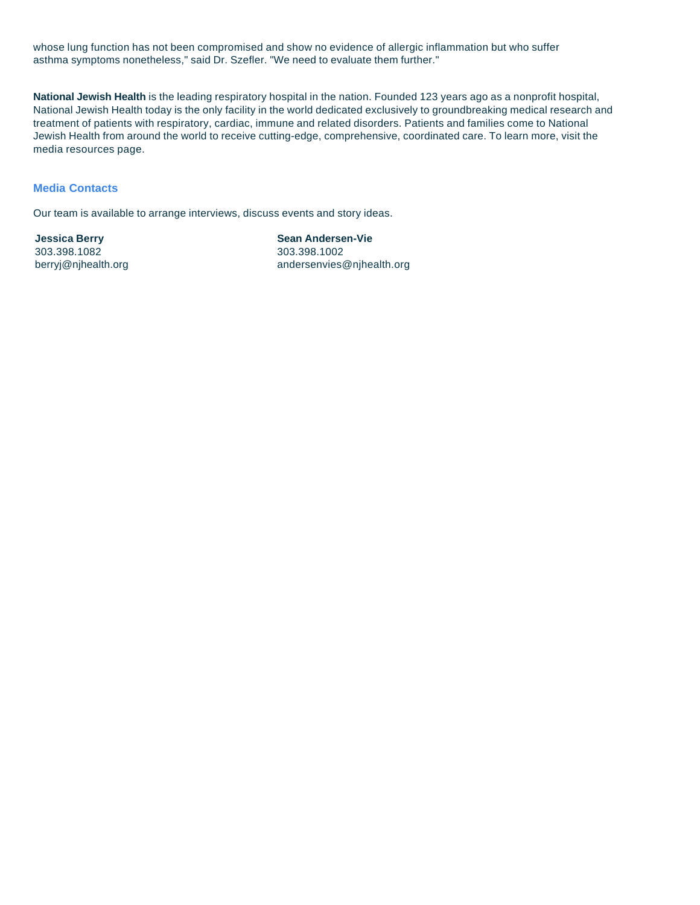whose lung function has not been compromised and show no evidence of allergic inflammation but who suffer asthma symptoms nonetheless," said Dr. Szefler. "We need to evaluate them further."

**National Jewish Health** is the leading respiratory hospital in the nation. Founded 123 years ago as a nonprofit hospital, National Jewish Health today is the only facility in the world dedicated exclusively to groundbreaking medical research and treatment of patients with respiratory, cardiac, immune and related disorders. Patients and families come to National Jewish Health from around the world to receive cutting-edge, comprehensive, coordinated care. To learn more, visit the media resources page.

## Media Contacts

Our team is available to arrange interviews, discuss events and story ideas.

**Jessica Berry**
303.398.1082
berryj@njhealth.org

**Sean Andersen-Vie**
303.398.1002
andersenvies@njhealth.org